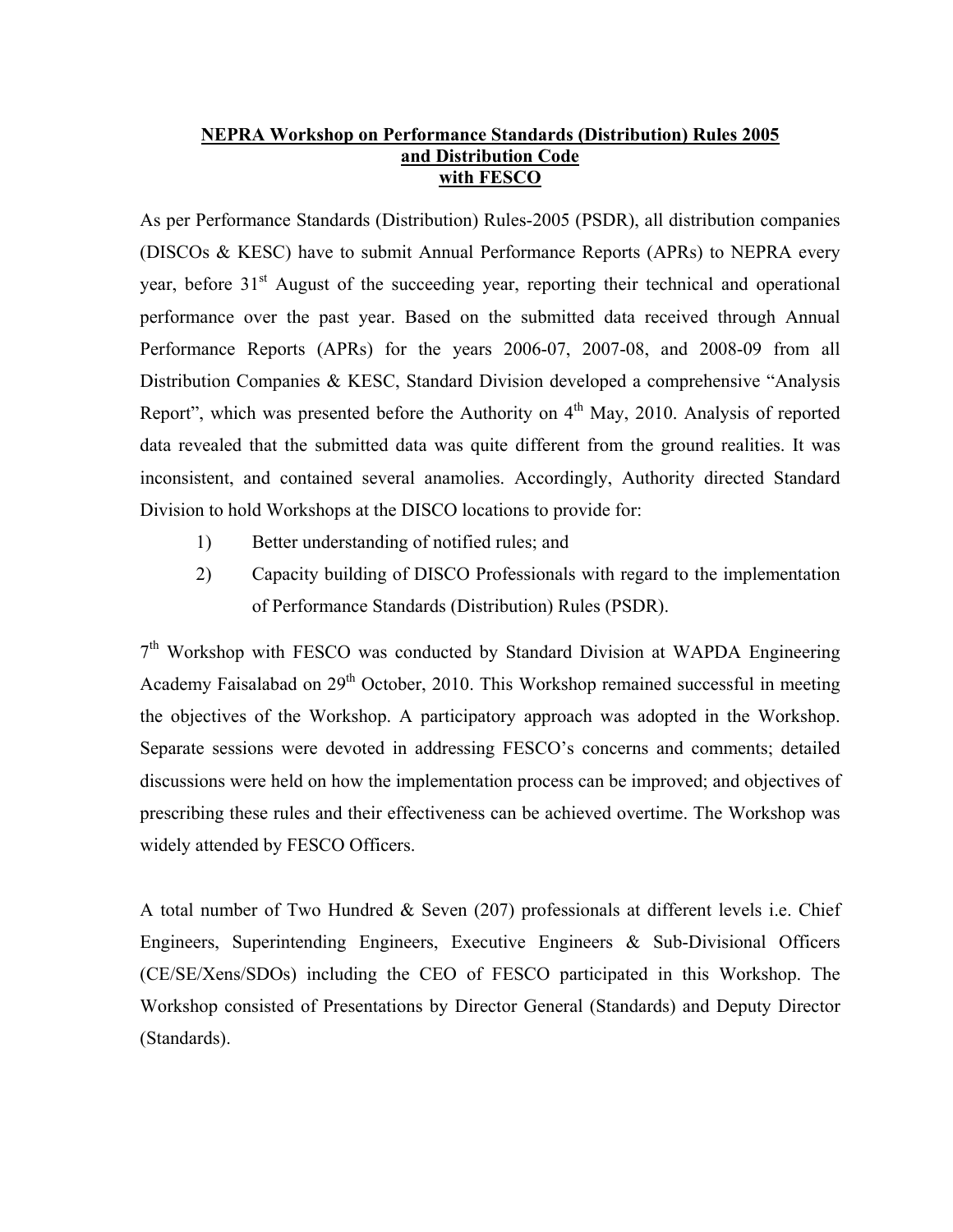# NEPRA Workshop on Performance Standards (Distribution) Rules 2005 and Distribution Code with FESCO

As per Performance Standards (Distribution) Rules-2005 (PSDR), all distribution companies (DISCOs & KESC) have to submit Annual Performance Reports (APRs) to NEPRA every year, before 31st August of the succeeding year, reporting their technical and operational performance over the past year. Based on the submitted data received through Annual Performance Reports (APRs) for the years 2006-07, 2007-08, and 2008-09 from all Distribution Companies & KESC, Standard Division developed a comprehensive "Analysis Report", which was presented before the Authority on 4th May, 2010. Analysis of reported data revealed that the submitted data was quite different from the ground realities. It was inconsistent, and contained several anamolies. Accordingly, Authority directed Standard Division to hold Workshops at the DISCO locations to provide for:

1) Better understanding of notified rules; and
2) Capacity building of DISCO Professionals with regard to the implementation of Performance Standards (Distribution) Rules (PSDR).

7th Workshop with FESCO was conducted by Standard Division at WAPDA Engineering Academy Faisalabad on 29th October, 2010. This Workshop remained successful in meeting the objectives of the Workshop. A participatory approach was adopted in the Workshop. Separate sessions were devoted in addressing FESCO's concerns and comments; detailed discussions were held on how the implementation process can be improved; and objectives of prescribing these rules and their effectiveness can be achieved overtime. The Workshop was widely attended by FESCO Officers.

A total number of Two Hundred & Seven (207) professionals at different levels i.e. Chief Engineers, Superintending Engineers, Executive Engineers & Sub-Divisional Officers (CE/SE/Xens/SDOs) including the CEO of FESCO participated in this Workshop. The Workshop consisted of Presentations by Director General (Standards) and Deputy Director (Standards).